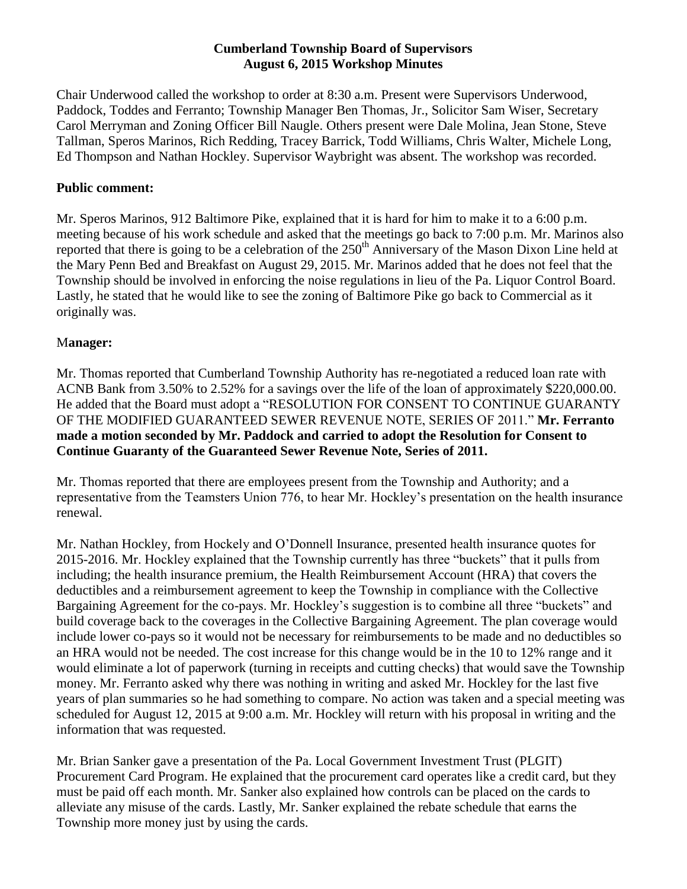**Cumberland Township Board of Supervisors**
**August 6, 2015 Workshop Minutes**

Chair Underwood called the workshop to order at 8:30 a.m. Present were Supervisors Underwood, Paddock, Toddes and Ferranto; Township Manager Ben Thomas, Jr., Solicitor Sam Wiser, Secretary Carol Merryman and Zoning Officer Bill Naugle. Others present were Dale Molina, Jean Stone, Steve Tallman, Speros Marinos, Rich Redding, Tracey Barrick, Todd Williams, Chris Walter, Michele Long, Ed Thompson and Nathan Hockley. Supervisor Waybright was absent. The workshop was recorded.

**Public comment:**

Mr. Speros Marinos, 912 Baltimore Pike, explained that it is hard for him to make it to a 6:00 p.m. meeting because of his work schedule and asked that the meetings go back to 7:00 p.m. Mr. Marinos also reported that there is going to be a celebration of the 250th Anniversary of the Mason Dixon Line held at the Mary Penn Bed and Breakfast on August 29, 2015. Mr. Marinos added that he does not feel that the Township should be involved in enforcing the noise regulations in lieu of the Pa. Liquor Control Board. Lastly, he stated that he would like to see the zoning of Baltimore Pike go back to Commercial as it originally was.

**Manager:**

Mr. Thomas reported that Cumberland Township Authority has re-negotiated a reduced loan rate with ACNB Bank from 3.50% to 2.52% for a savings over the life of the loan of approximately $220,000.00. He added that the Board must adopt a "RESOLUTION FOR CONSENT TO CONTINUE GUARANTY OF THE MODIFIED GUARANTEED SEWER REVENUE NOTE, SERIES OF 2011." **Mr. Ferranto made a motion seconded by Mr. Paddock and carried to adopt the Resolution for Consent to Continue Guaranty of the Guaranteed Sewer Revenue Note, Series of 2011.**

Mr. Thomas reported that there are employees present from the Township and Authority; and a representative from the Teamsters Union 776, to hear Mr. Hockley's presentation on the health insurance renewal.

Mr. Nathan Hockley, from Hockely and O'Donnell Insurance, presented health insurance quotes for 2015-2016. Mr. Hockley explained that the Township currently has three "buckets" that it pulls from including; the health insurance premium, the Health Reimbursement Account (HRA) that covers the deductibles and a reimbursement agreement to keep the Township in compliance with the Collective Bargaining Agreement for the co-pays. Mr. Hockley's suggestion is to combine all three "buckets" and build coverage back to the coverages in the Collective Bargaining Agreement. The plan coverage would include lower co-pays so it would not be necessary for reimbursements to be made and no deductibles so an HRA would not be needed. The cost increase for this change would be in the 10 to 12% range and it would eliminate a lot of paperwork (turning in receipts and cutting checks) that would save the Township money. Mr. Ferranto asked why there was nothing in writing and asked Mr. Hockley for the last five years of plan summaries so he had something to compare. No action was taken and a special meeting was scheduled for August 12, 2015 at 9:00 a.m. Mr. Hockley will return with his proposal in writing and the information that was requested.

Mr. Brian Sanker gave a presentation of the Pa. Local Government Investment Trust (PLGIT) Procurement Card Program. He explained that the procurement card operates like a credit card, but they must be paid off each month. Mr. Sanker also explained how controls can be placed on the cards to alleviate any misuse of the cards. Lastly, Mr. Sanker explained the rebate schedule that earns the Township more money just by using the cards.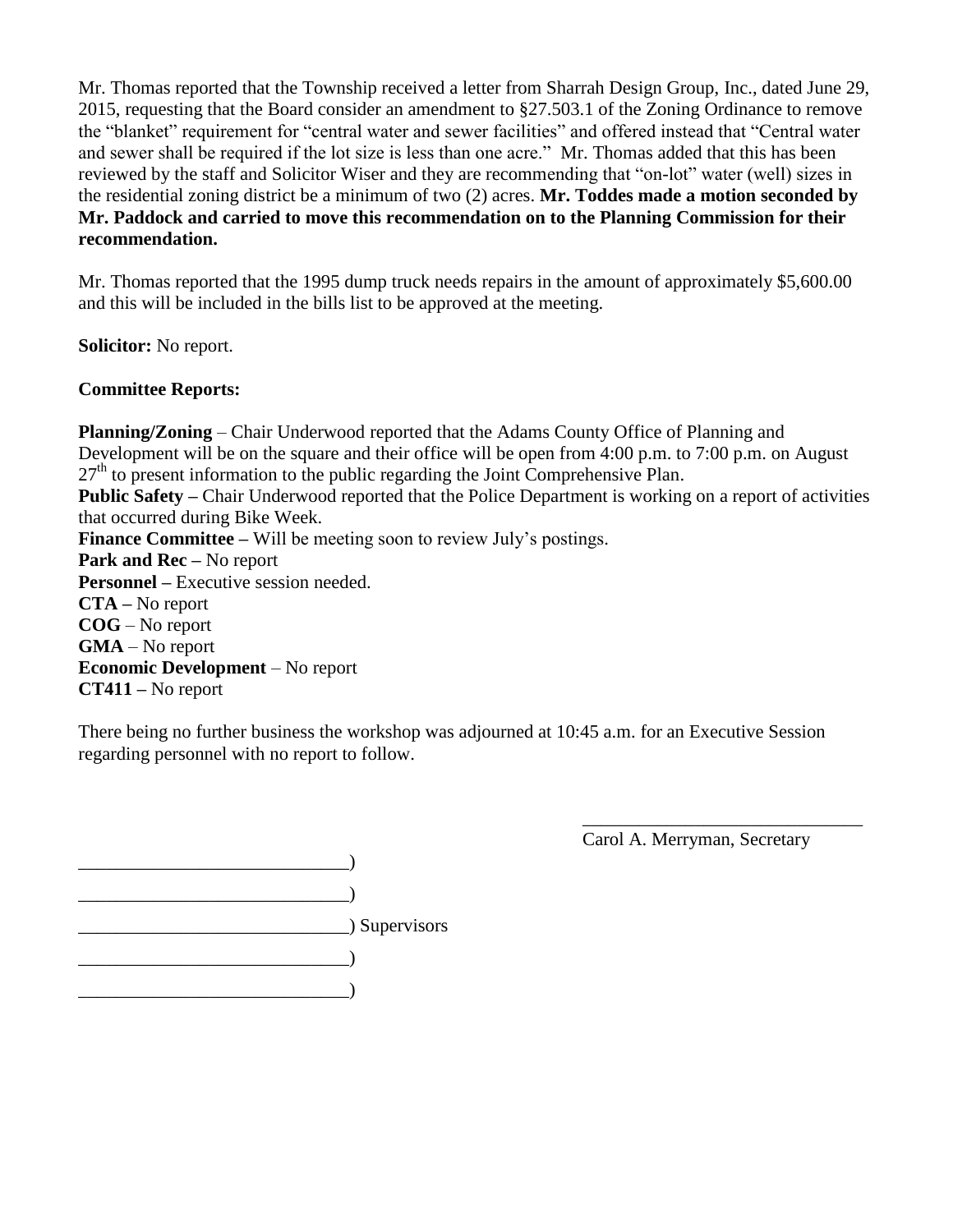Mr. Thomas reported that the Township received a letter from Sharrah Design Group, Inc., dated June 29, 2015, requesting that the Board consider an amendment to §27.503.1 of the Zoning Ordinance to remove the "blanket" requirement for "central water and sewer facilities" and offered instead that "Central water and sewer shall be required if the lot size is less than one acre." Mr. Thomas added that this has been reviewed by the staff and Solicitor Wiser and they are recommending that "on-lot" water (well) sizes in the residential zoning district be a minimum of two (2) acres. **Mr. Toddes made a motion seconded by Mr. Paddock and carried to move this recommendation on to the Planning Commission for their recommendation.**

Mr. Thomas reported that the 1995 dump truck needs repairs in the amount of approximately $5,600.00 and this will be included in the bills list to be approved at the meeting.

**Solicitor:** No report.

**Committee Reports:**

**Planning/Zoning** – Chair Underwood reported that the Adams County Office of Planning and Development will be on the square and their office will be open from 4:00 p.m. to 7:00 p.m. on August 27th to present information to the public regarding the Joint Comprehensive Plan.
**Public Safety –** Chair Underwood reported that the Police Department is working on a report of activities that occurred during Bike Week.
**Finance Committee –** Will be meeting soon to review July's postings.
**Park and Rec –** No report
**Personnel –** Executive session needed.
**CTA –** No report
**COG** – No report
**GMA** – No report
**Economic Development** – No report
**CT411 –** No report

There being no further business the workshop was adjourned at 10:45 a.m. for an Executive Session regarding personnel with no report to follow.

______________________________
Carol A. Merryman, Secretary

_____________________________)
_____________________________)
_____________________________) Supervisors
_____________________________)
_____________________________)